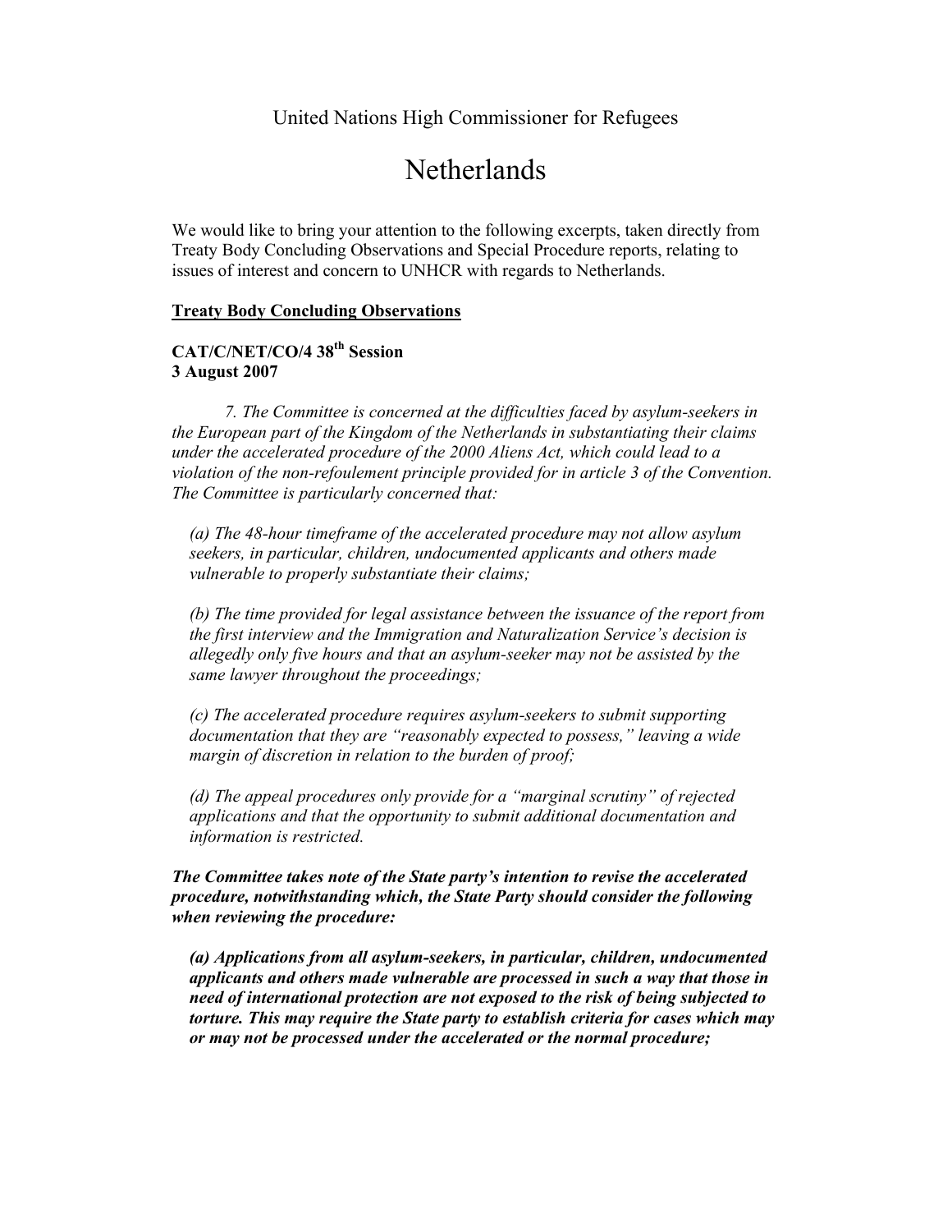United Nations High Commissioner for Refugees

# Netherlands

We would like to bring your attention to the following excerpts, taken directly from Treaty Body Concluding Observations and Special Procedure reports, relating to issues of interest and concern to UNHCR with regards to Netherlands.

## Treaty Body Concluding Observations

### CAT/C/NET/CO/4 38th Session
### 3 August 2007

*7. The Committee is concerned at the difficulties faced by asylum-seekers in the European part of the Kingdom of the Netherlands in substantiating their claims under the accelerated procedure of the 2000 Aliens Act, which could lead to a violation of the non-refoulement principle provided for in article 3 of the Convention. The Committee is particularly concerned that:*

*(a) The 48-hour timeframe of the accelerated procedure may not allow asylum seekers, in particular, children, undocumented applicants and others made vulnerable to properly substantiate their claims;*

*(b) The time provided for legal assistance between the issuance of the report from the first interview and the Immigration and Naturalization Service's decision is allegedly only five hours and that an asylum-seeker may not be assisted by the same lawyer throughout the proceedings;*

*(c) The accelerated procedure requires asylum-seekers to submit supporting documentation that they are "reasonably expected to possess," leaving a wide margin of discretion in relation to the burden of proof;*

*(d) The appeal procedures only provide for a "marginal scrutiny" of rejected applications and that the opportunity to submit additional documentation and information is restricted.*

***The Committee takes note of the State party's intention to revise the accelerated procedure, notwithstanding which, the State Party should consider the following when reviewing the procedure:***

***(a) Applications from all asylum-seekers, in particular, children, undocumented applicants and others made vulnerable are processed in such a way that those in need of international protection are not exposed to the risk of being subjected to torture. This may require the State party to establish criteria for cases which may or may not be processed under the accelerated or the normal procedure;***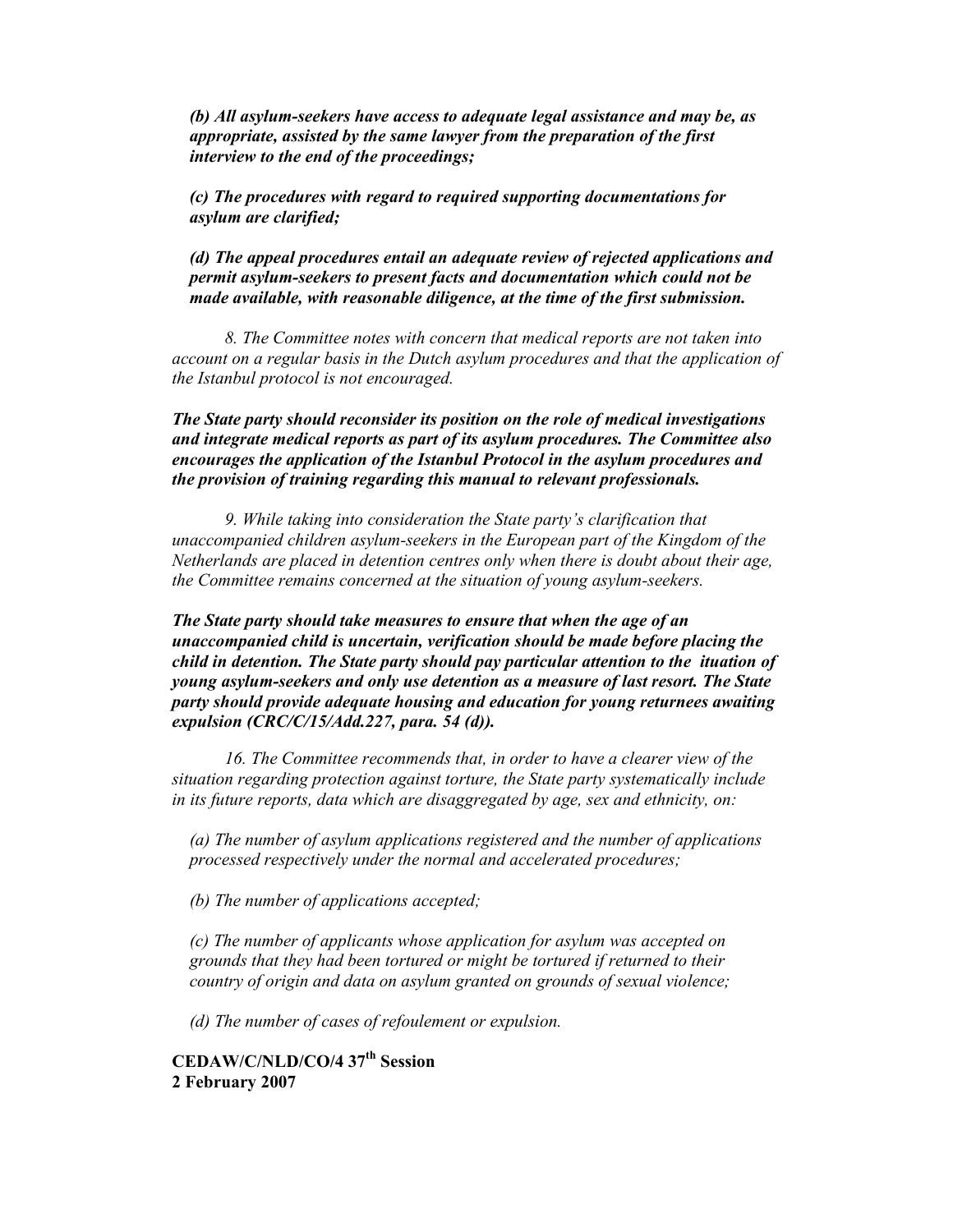*(b) All asylum-seekers have access to adequate legal assistance and may be, as appropriate, assisted by the same lawyer from the preparation of the first interview to the end of the proceedings;*

***(c) The procedures with regard to required supporting documentations for asylum are clarified;***

***(d) The appeal procedures entail an adequate review of rejected applications and permit asylum-seekers to present facts and documentation which could not be made available, with reasonable diligence, at the time of the first submission.***

*8. The Committee notes with concern that medical reports are not taken into account on a regular basis in the Dutch asylum procedures and that the application of the Istanbul protocol is not encouraged.*

***The State party should reconsider its position on the role of medical investigations and integrate medical reports as part of its asylum procedures. The Committee also encourages the application of the Istanbul Protocol in the asylum procedures and the provision of training regarding this manual to relevant professionals.***

*9. While taking into consideration the State party's clarification that unaccompanied children asylum-seekers in the European part of the Kingdom of the Netherlands are placed in detention centres only when there is doubt about their age, the Committee remains concerned at the situation of young asylum-seekers.*

***The State party should take measures to ensure that when the age of an unaccompanied child is uncertain, verification should be made before placing the child in detention. The State party should pay particular attention to the ituation of young asylum-seekers and only use detention as a measure of last resort. The State party should provide adequate housing and education for young returnees awaiting expulsion (CRC/C/15/Add.227, para. 54 (d)).***

*16. The Committee recommends that, in order to have a clearer view of the situation regarding protection against torture, the State party systematically include in its future reports, data which are disaggregated by age, sex and ethnicity, on:*

*(a) The number of asylum applications registered and the number of applications processed respectively under the normal and accelerated procedures;*

*(b) The number of applications accepted;*

*(c) The number of applicants whose application for asylum was accepted on grounds that they had been tortured or might be tortured if returned to their country of origin and data on asylum granted on grounds of sexual violence;*

*(d) The number of cases of refoulement or expulsion.*

**CEDAW/C/NLD/CO/4 37th Session**
**2 February 2007**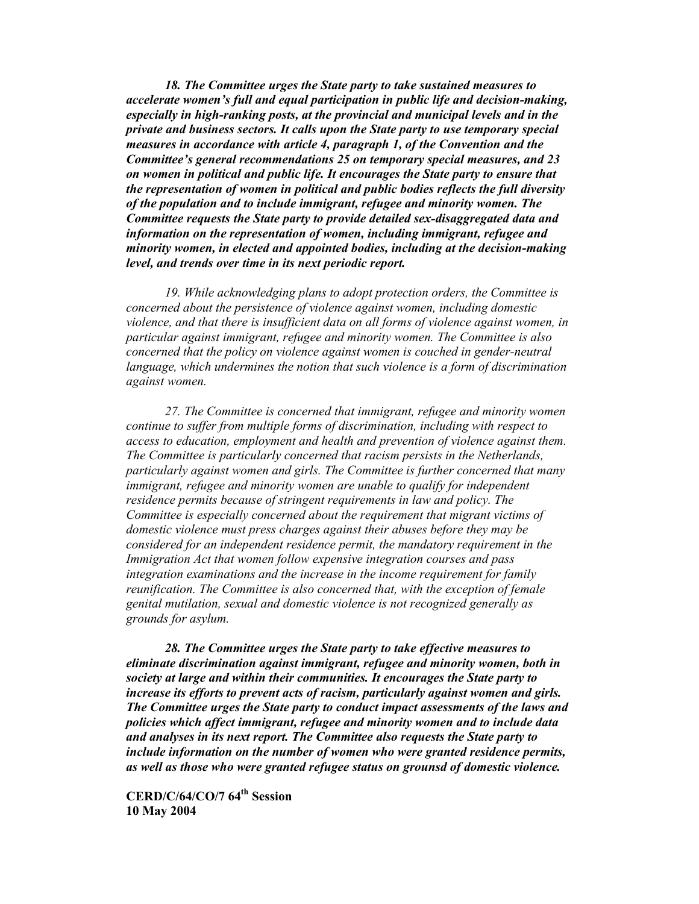***18. The Committee urges the State party to take sustained measures to accelerate women's full and equal participation in public life and decision-making, especially in high-ranking posts, at the provincial and municipal levels and in the private and business sectors. It calls upon the State party to use temporary special measures in accordance with article 4, paragraph 1, of the Convention and the Committee's general recommendations 25 on temporary special measures, and 23 on women in political and public life. It encourages the State party to ensure that the representation of women in political and public bodies reflects the full diversity of the population and to include immigrant, refugee and minority women. The Committee requests the State party to provide detailed sex-disaggregated data and information on the representation of women, including immigrant, refugee and minority women, in elected and appointed bodies, including at the decision-making level, and trends over time in its next periodic report.***

*19. While acknowledging plans to adopt protection orders, the Committee is concerned about the persistence of violence against women, including domestic violence, and that there is insufficient data on all forms of violence against women, in particular against immigrant, refugee and minority women. The Committee is also concerned that the policy on violence against women is couched in gender-neutral language, which undermines the notion that such violence is a form of discrimination against women.*

*27. The Committee is concerned that immigrant, refugee and minority women continue to suffer from multiple forms of discrimination, including with respect to access to education, employment and health and prevention of violence against them. The Committee is particularly concerned that racism persists in the Netherlands, particularly against women and girls. The Committee is further concerned that many immigrant, refugee and minority women are unable to qualify for independent residence permits because of stringent requirements in law and policy. The Committee is especially concerned about the requirement that migrant victims of domestic violence must press charges against their abuses before they may be considered for an independent residence permit, the mandatory requirement in the Immigration Act that women follow expensive integration courses and pass integration examinations and the increase in the income requirement for family reunification. The Committee is also concerned that, with the exception of female genital mutilation, sexual and domestic violence is not recognized generally as grounds for asylum.*

***28. The Committee urges the State party to take effective measures to eliminate discrimination against immigrant, refugee and minority women, both in society at large and within their communities. It encourages the State party to increase its efforts to prevent acts of racism, particularly against women and girls. The Committee urges the State party to conduct impact assessments of the laws and policies which affect immigrant, refugee and minority women and to include data and analyses in its next report. The Committee also requests the State party to include information on the number of women who were granted residence permits, as well as those who were granted refugee status on grounsd of domestic violence.***

**CERD/C/64/CO/7 64th Session**
**10 May 2004**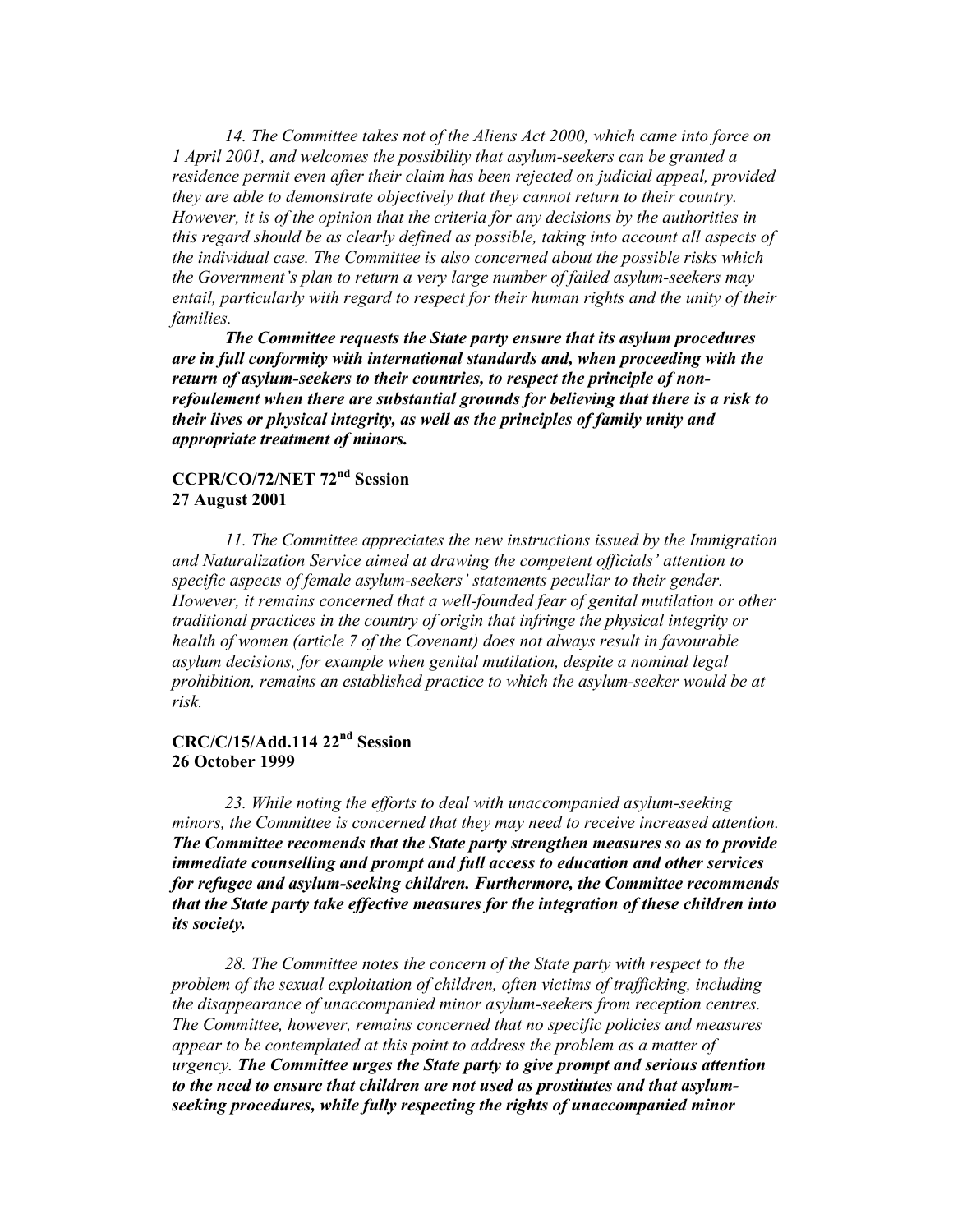*14. The Committee takes not of the Aliens Act 2000, which came into force on 1 April 2001, and welcomes the possibility that asylum-seekers can be granted a residence permit even after their claim has been rejected on judicial appeal, provided they are able to demonstrate objectively that they cannot return to their country. However, it is of the opinion that the criteria for any decisions by the authorities in this regard should be as clearly defined as possible, taking into account all aspects of the individual case. The Committee is also concerned about the possible risks which the Government's plan to return a very large number of failed asylum-seekers may entail, particularly with regard to respect for their human rights and the unity of their families.*

***The Committee requests the State party ensure that its asylum procedures are in full conformity with international standards and, when proceeding with the return of asylum-seekers to their countries, to respect the principle of non-refoulement when there are substantial grounds for believing that there is a risk to their lives or physical integrity, as well as the principles of family unity and appropriate treatment of minors.***

**CCPR/CO/72/NET 72nd Session**
**27 August 2001**

*11. The Committee appreciates the new instructions issued by the Immigration and Naturalization Service aimed at drawing the competent officials' attention to specific aspects of female asylum-seekers' statements peculiar to their gender. However, it remains concerned that a well-founded fear of genital mutilation or other traditional practices in the country of origin that infringe the physical integrity or health of women (article 7 of the Covenant) does not always result in favourable asylum decisions, for example when genital mutilation, despite a nominal legal prohibition, remains an established practice to which the asylum-seeker would be at risk.*

**CRC/C/15/Add.114 22nd Session**
**26 October 1999**

*23. While noting the efforts to deal with unaccompanied asylum-seeking minors, the Committee is concerned that they may need to receive increased attention.* ***The Committee recomends that the State party strengthen measures so as to provide immediate counselling and prompt and full access to education and other services for refugee and asylum-seeking children. Furthermore, the Committee recommends that the State party take effective measures for the integration of these children into its society.***

*28. The Committee notes the concern of the State party with respect to the problem of the sexual exploitation of children, often victims of trafficking, including the disappearance of unaccompanied minor asylum-seekers from reception centres. The Committee, however, remains concerned that no specific policies and measures appear to be contemplated at this point to address the problem as a matter of urgency.* ***The Committee urges the State party to give prompt and serious attention to the need to ensure that children are not used as prostitutes and that asylum-seeking procedures, while fully respecting the rights of unaccompanied minor***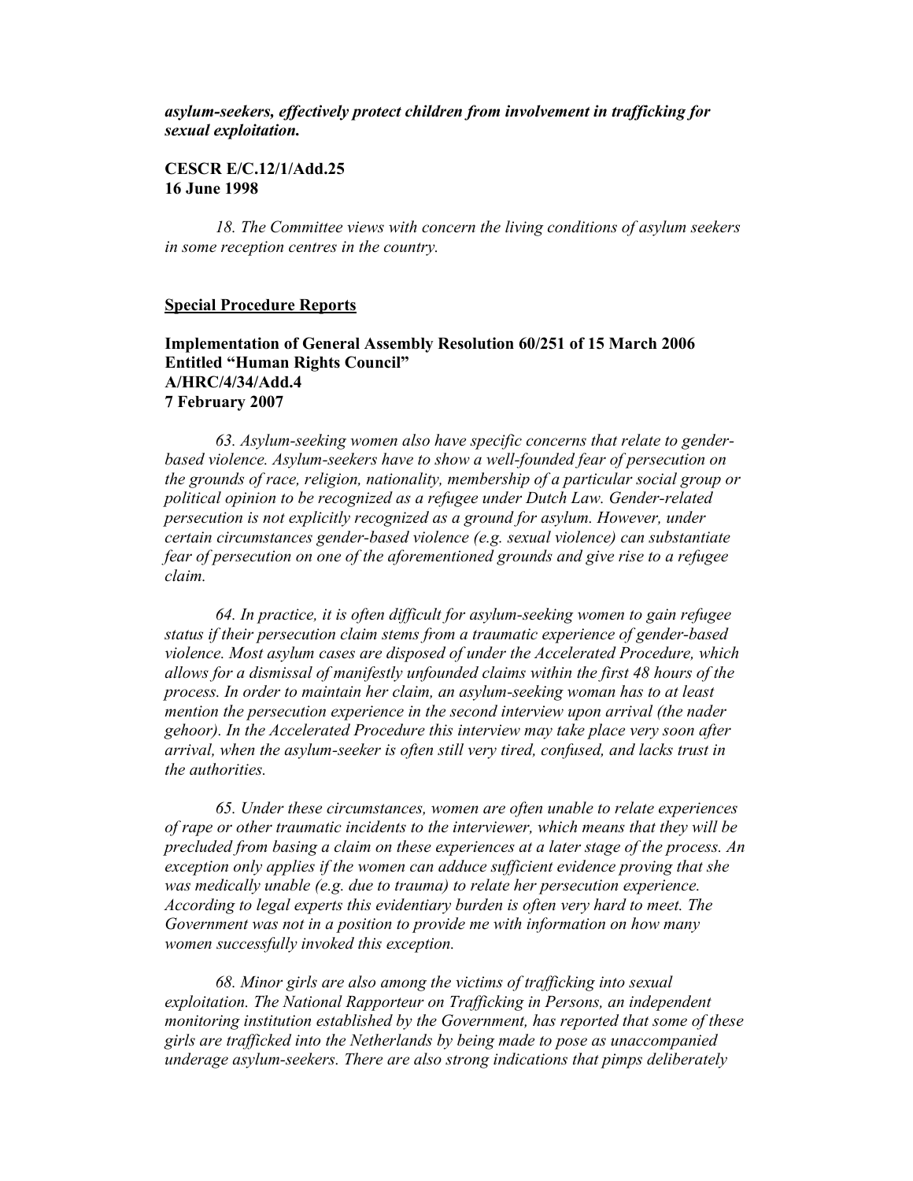***asylum-seekers, effectively protect children from involvement in trafficking for sexual exploitation.***

**CESCR E/C.12/1/Add.25**
**16 June 1998**

*18. The Committee views with concern the living conditions of asylum seekers in some reception centres in the country.*

## Special Procedure Reports

**Implementation of General Assembly Resolution 60/251 of 15 March 2006 Entitled "Human Rights Council"**
**A/HRC/4/34/Add.4**
**7 February 2007**

*63. Asylum-seeking women also have specific concerns that relate to gender-based violence. Asylum-seekers have to show a well-founded fear of persecution on the grounds of race, religion, nationality, membership of a particular social group or political opinion to be recognized as a refugee under Dutch Law. Gender-related persecution is not explicitly recognized as a ground for asylum. However, under certain circumstances gender-based violence (e.g. sexual violence) can substantiate fear of persecution on one of the aforementioned grounds and give rise to a refugee claim.*

*64. In practice, it is often difficult for asylum-seeking women to gain refugee status if their persecution claim stems from a traumatic experience of gender-based violence. Most asylum cases are disposed of under the Accelerated Procedure, which allows for a dismissal of manifestly unfounded claims within the first 48 hours of the process. In order to maintain her claim, an asylum-seeking woman has to at least mention the persecution experience in the second interview upon arrival (the nader gehoor). In the Accelerated Procedure this interview may take place very soon after arrival, when the asylum-seeker is often still very tired, confused, and lacks trust in the authorities.*

*65. Under these circumstances, women are often unable to relate experiences of rape or other traumatic incidents to the interviewer, which means that they will be precluded from basing a claim on these experiences at a later stage of the process. An exception only applies if the women can adduce sufficient evidence proving that she was medically unable (e.g. due to trauma) to relate her persecution experience. According to legal experts this evidentiary burden is often very hard to meet. The Government was not in a position to provide me with information on how many women successfully invoked this exception.*

*68. Minor girls are also among the victims of trafficking into sexual exploitation. The National Rapporteur on Trafficking in Persons, an independent monitoring institution established by the Government, has reported that some of these girls are trafficked into the Netherlands by being made to pose as unaccompanied underage asylum-seekers. There are also strong indications that pimps deliberately*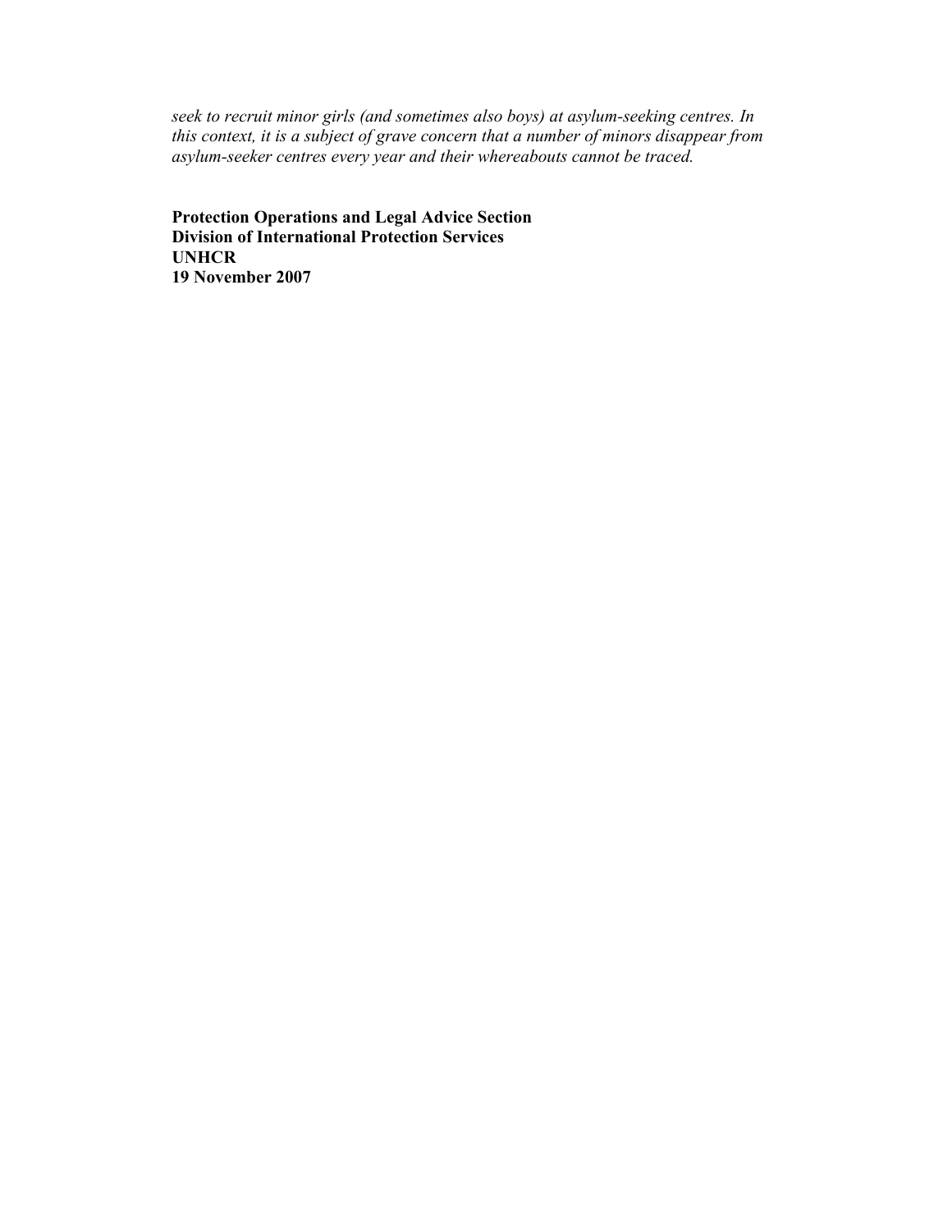*seek to recruit minor girls (and sometimes also boys) at asylum-seeking centres. In this context, it is a subject of grave concern that a number of minors disappear from asylum-seeker centres every year and their whereabouts cannot be traced.*

**Protection Operations and Legal Advice Section**
**Division of International Protection Services**
**UNHCR**
**19 November 2007**